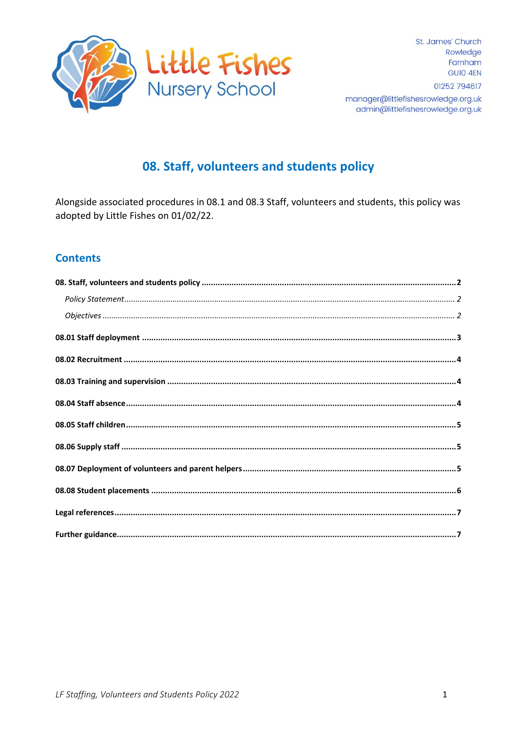Little Fishes Nursery School

St. James' Church
Rowledge
Farnham
GU10 4EN

01252 794617

manager@littlefishesrowledge.org.uk
admin@littlefishesrowledge.org.uk

# 08. Staff, volunteers and students policy

Alongside associated procedures in 08.1 and 08.3 Staff, volunteers and students, this policy was adopted by Little Fishes on 01/02/22.

## Contents

**08. Staff, volunteers and students policy** .......... **2**

*Policy Statement* .......... *2*

*Objectives* .......... *2*

**08.01 Staff deployment** .......... **3**

**08.02 Recruitment** .......... **4**

**08.03 Training and supervision** .......... **4**

**08.04 Staff absence** .......... **4**

**08.05 Staff children** .......... **5**

**08.06 Supply staff** .......... **5**

**08.07 Deployment of volunteers and parent helpers** .......... **5**

**08.08 Student placements** .......... **6**

**Legal references** .......... **7**

**Further guidance** .......... **7**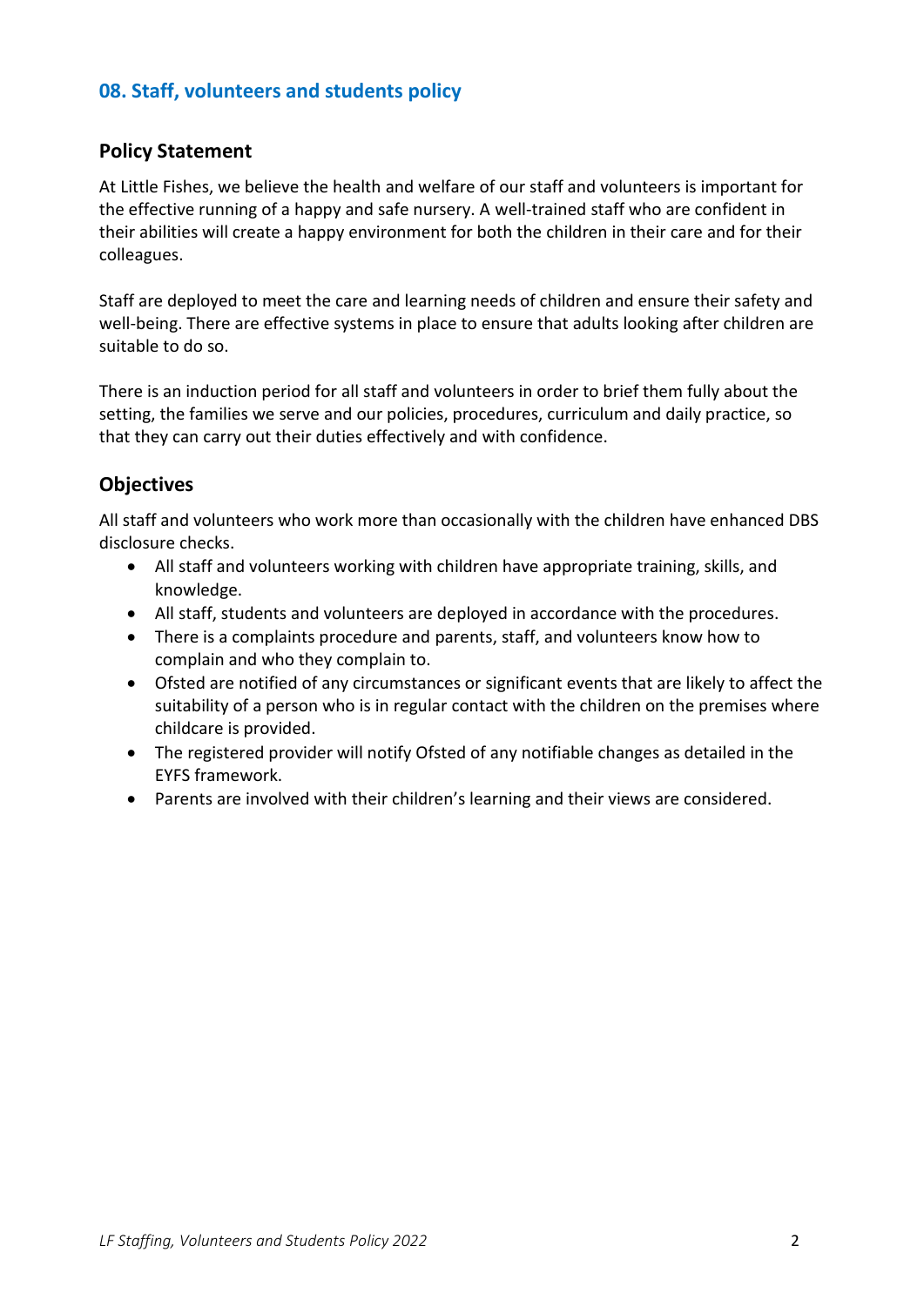## 08. Staff, volunteers and students policy

### Policy Statement

At Little Fishes, we believe the health and welfare of our staff and volunteers is important for the effective running of a happy and safe nursery. A well-trained staff who are confident in their abilities will create a happy environment for both the children in their care and for their colleagues.

Staff are deployed to meet the care and learning needs of children and ensure their safety and well-being. There are effective systems in place to ensure that adults looking after children are suitable to do so.

There is an induction period for all staff and volunteers in order to brief them fully about the setting, the families we serve and our policies, procedures, curriculum and daily practice, so that they can carry out their duties effectively and with confidence.

### Objectives

All staff and volunteers who work more than occasionally with the children have enhanced DBS disclosure checks.

- All staff and volunteers working with children have appropriate training, skills, and knowledge.
- All staff, students and volunteers are deployed in accordance with the procedures.
- There is a complaints procedure and parents, staff, and volunteers know how to complain and who they complain to.
- Ofsted are notified of any circumstances or significant events that are likely to affect the suitability of a person who is in regular contact with the children on the premises where childcare is provided.
- The registered provider will notify Ofsted of any notifiable changes as detailed in the EYFS framework.
- Parents are involved with their children's learning and their views are considered.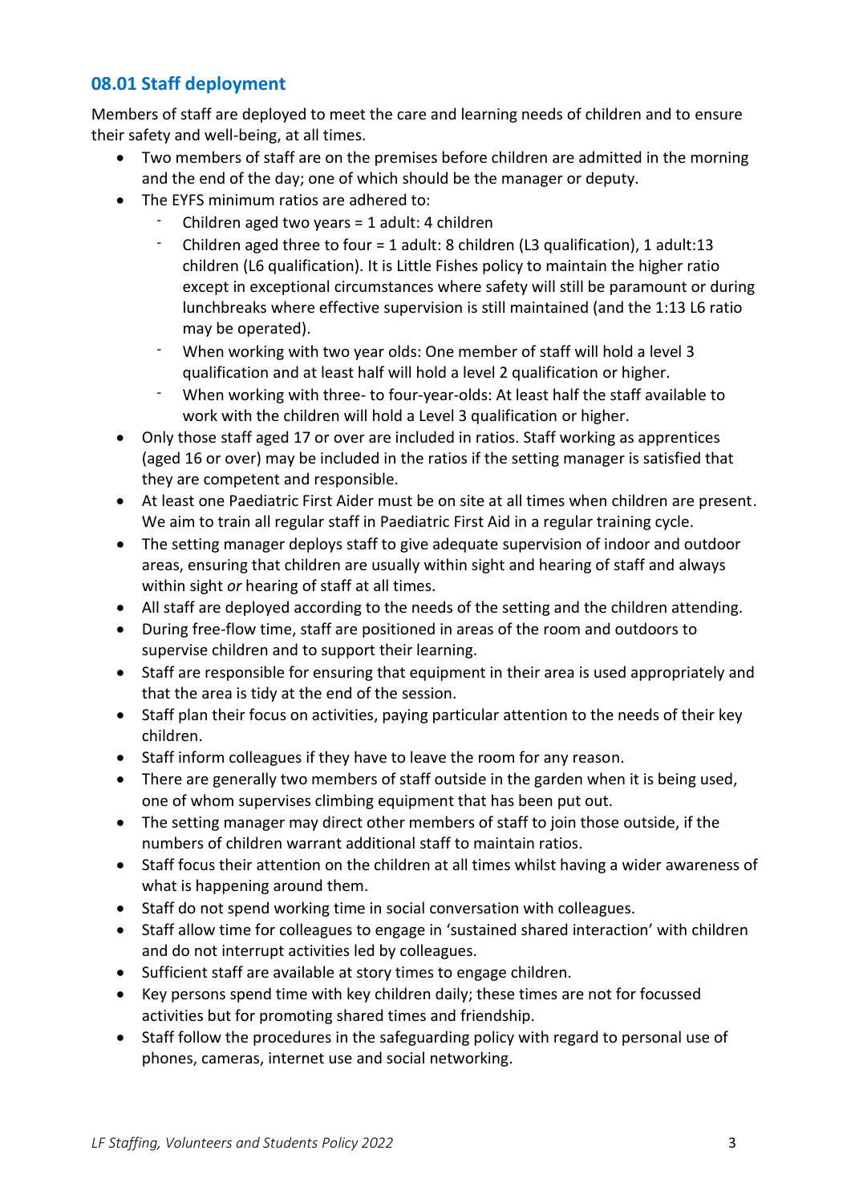## 08.01 Staff deployment

Members of staff are deployed to meet the care and learning needs of children and to ensure their safety and well-being, at all times.

- Two members of staff are on the premises before children are admitted in the morning and the end of the day; one of which should be the manager or deputy.
- The EYFS minimum ratios are adhered to:
  - Children aged two years = 1 adult: 4 children
  - Children aged three to four = 1 adult: 8 children (L3 qualification), 1 adult:13 children (L6 qualification). It is Little Fishes policy to maintain the higher ratio except in exceptional circumstances where safety will still be paramount or during lunchbreaks where effective supervision is still maintained (and the 1:13 L6 ratio may be operated).
  - When working with two year olds: One member of staff will hold a level 3 qualification and at least half will hold a level 2 qualification or higher.
  - When working with three- to four-year-olds: At least half the staff available to work with the children will hold a Level 3 qualification or higher.
- Only those staff aged 17 or over are included in ratios. Staff working as apprentices (aged 16 or over) may be included in the ratios if the setting manager is satisfied that they are competent and responsible.
- At least one Paediatric First Aider must be on site at all times when children are present. We aim to train all regular staff in Paediatric First Aid in a regular training cycle.
- The setting manager deploys staff to give adequate supervision of indoor and outdoor areas, ensuring that children are usually within sight and hearing of staff and always within sight *or* hearing of staff at all times.
- All staff are deployed according to the needs of the setting and the children attending.
- During free-flow time, staff are positioned in areas of the room and outdoors to supervise children and to support their learning.
- Staff are responsible for ensuring that equipment in their area is used appropriately and that the area is tidy at the end of the session.
- Staff plan their focus on activities, paying particular attention to the needs of their key children.
- Staff inform colleagues if they have to leave the room for any reason.
- There are generally two members of staff outside in the garden when it is being used, one of whom supervises climbing equipment that has been put out.
- The setting manager may direct other members of staff to join those outside, if the numbers of children warrant additional staff to maintain ratios.
- Staff focus their attention on the children at all times whilst having a wider awareness of what is happening around them.
- Staff do not spend working time in social conversation with colleagues.
- Staff allow time for colleagues to engage in 'sustained shared interaction' with children and do not interrupt activities led by colleagues.
- Sufficient staff are available at story times to engage children.
- Key persons spend time with key children daily; these times are not for focussed activities but for promoting shared times and friendship.
- Staff follow the procedures in the safeguarding policy with regard to personal use of phones, cameras, internet use and social networking.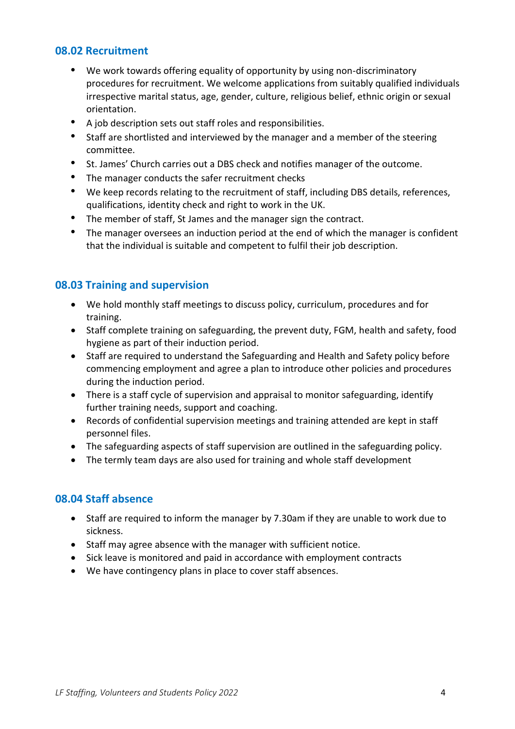## 08.02 Recruitment

- We work towards offering equality of opportunity by using non-discriminatory procedures for recruitment. We welcome applications from suitably qualified individuals irrespective marital status, age, gender, culture, religious belief, ethnic origin or sexual orientation.
- A job description sets out staff roles and responsibilities.
- Staff are shortlisted and interviewed by the manager and a member of the steering committee.
- St. James' Church carries out a DBS check and notifies manager of the outcome.
- The manager conducts the safer recruitment checks
- We keep records relating to the recruitment of staff, including DBS details, references, qualifications, identity check and right to work in the UK.
- The member of staff, St James and the manager sign the contract.
- The manager oversees an induction period at the end of which the manager is confident that the individual is suitable and competent to fulfil their job description.

## 08.03 Training and supervision

- We hold monthly staff meetings to discuss policy, curriculum, procedures and for training.
- Staff complete training on safeguarding, the prevent duty, FGM, health and safety, food hygiene as part of their induction period.
- Staff are required to understand the Safeguarding and Health and Safety policy before commencing employment and agree a plan to introduce other policies and procedures during the induction period.
- There is a staff cycle of supervision and appraisal to monitor safeguarding, identify further training needs, support and coaching.
- Records of confidential supervision meetings and training attended are kept in staff personnel files.
- The safeguarding aspects of staff supervision are outlined in the safeguarding policy.
- The termly team days are also used for training and whole staff development

## 08.04 Staff absence

- Staff are required to inform the manager by 7.30am if they are unable to work due to sickness.
- Staff may agree absence with the manager with sufficient notice.
- Sick leave is monitored and paid in accordance with employment contracts
- We have contingency plans in place to cover staff absences.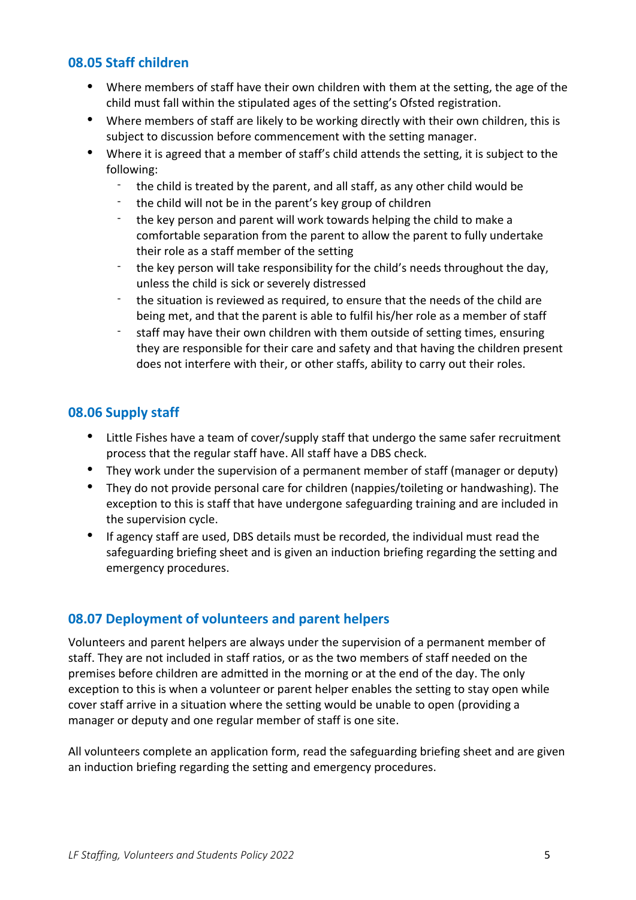### 08.05 Staff children

- Where members of staff have their own children with them at the setting, the age of the child must fall within the stipulated ages of the setting's Ofsted registration.
- Where members of staff are likely to be working directly with their own children, this is subject to discussion before commencement with the setting manager.
- Where it is agreed that a member of staff's child attends the setting, it is subject to the following:
  - the child is treated by the parent, and all staff, as any other child would be
  - the child will not be in the parent's key group of children
  - the key person and parent will work towards helping the child to make a comfortable separation from the parent to allow the parent to fully undertake their role as a staff member of the setting
  - the key person will take responsibility for the child's needs throughout the day, unless the child is sick or severely distressed
  - the situation is reviewed as required, to ensure that the needs of the child are being met, and that the parent is able to fulfil his/her role as a member of staff
  - staff may have their own children with them outside of setting times, ensuring they are responsible for their care and safety and that having the children present does not interfere with their, or other staffs, ability to carry out their roles.

### 08.06 Supply staff

- Little Fishes have a team of cover/supply staff that undergo the same safer recruitment process that the regular staff have. All staff have a DBS check.
- They work under the supervision of a permanent member of staff (manager or deputy)
- They do not provide personal care for children (nappies/toileting or handwashing). The exception to this is staff that have undergone safeguarding training and are included in the supervision cycle.
- If agency staff are used, DBS details must be recorded, the individual must read the safeguarding briefing sheet and is given an induction briefing regarding the setting and emergency procedures.

### 08.07 Deployment of volunteers and parent helpers

Volunteers and parent helpers are always under the supervision of a permanent member of staff. They are not included in staff ratios, or as the two members of staff needed on the premises before children are admitted in the morning or at the end of the day. The only exception to this is when a volunteer or parent helper enables the setting to stay open while cover staff arrive in a situation where the setting would be unable to open (providing a manager or deputy and one regular member of staff is one site.

All volunteers complete an application form, read the safeguarding briefing sheet and are given an induction briefing regarding the setting and emergency procedures.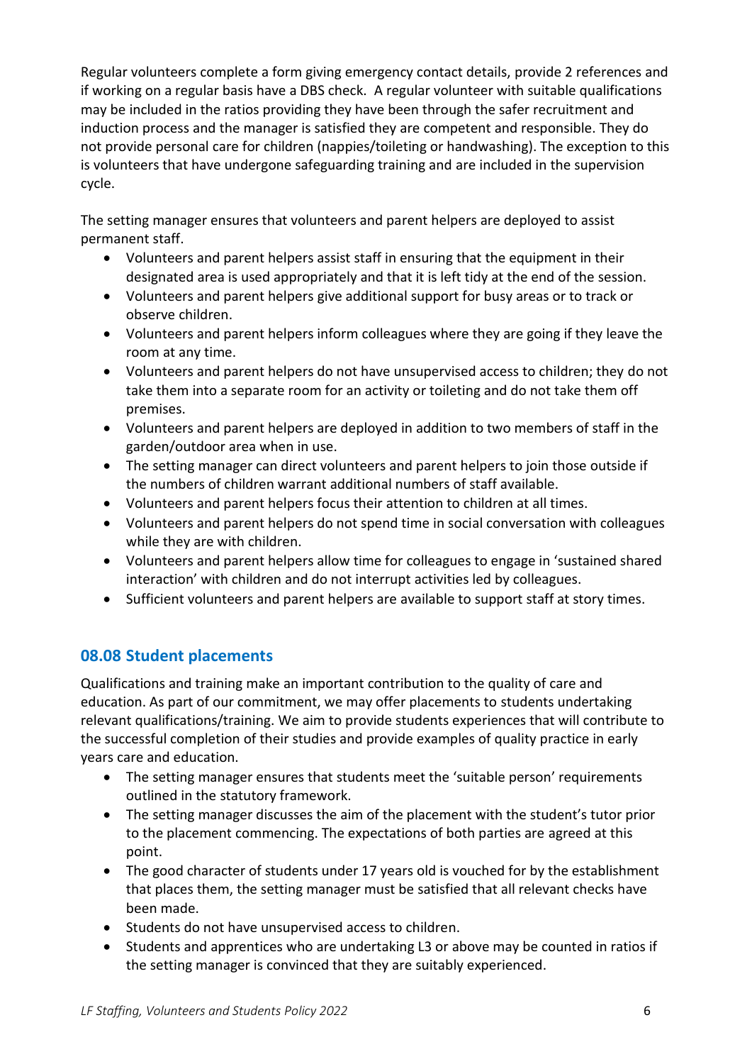Regular volunteers complete a form giving emergency contact details, provide 2 references and if working on a regular basis have a DBS check. A regular volunteer with suitable qualifications may be included in the ratios providing they have been through the safer recruitment and induction process and the manager is satisfied they are competent and responsible. They do not provide personal care for children (nappies/toileting or handwashing). The exception to this is volunteers that have undergone safeguarding training and are included in the supervision cycle.

The setting manager ensures that volunteers and parent helpers are deployed to assist permanent staff.

- Volunteers and parent helpers assist staff in ensuring that the equipment in their designated area is used appropriately and that it is left tidy at the end of the session.
- Volunteers and parent helpers give additional support for busy areas or to track or observe children.
- Volunteers and parent helpers inform colleagues where they are going if they leave the room at any time.
- Volunteers and parent helpers do not have unsupervised access to children; they do not take them into a separate room for an activity or toileting and do not take them off premises.
- Volunteers and parent helpers are deployed in addition to two members of staff in the garden/outdoor area when in use.
- The setting manager can direct volunteers and parent helpers to join those outside if the numbers of children warrant additional numbers of staff available.
- Volunteers and parent helpers focus their attention to children at all times.
- Volunteers and parent helpers do not spend time in social conversation with colleagues while they are with children.
- Volunteers and parent helpers allow time for colleagues to engage in 'sustained shared interaction' with children and do not interrupt activities led by colleagues.
- Sufficient volunteers and parent helpers are available to support staff at story times.

## 08.08 Student placements

Qualifications and training make an important contribution to the quality of care and education. As part of our commitment, we may offer placements to students undertaking relevant qualifications/training. We aim to provide students experiences that will contribute to the successful completion of their studies and provide examples of quality practice in early years care and education.

- The setting manager ensures that students meet the 'suitable person' requirements outlined in the statutory framework.
- The setting manager discusses the aim of the placement with the student's tutor prior to the placement commencing. The expectations of both parties are agreed at this point.
- The good character of students under 17 years old is vouched for by the establishment that places them, the setting manager must be satisfied that all relevant checks have been made.
- Students do not have unsupervised access to children.
- Students and apprentices who are undertaking L3 or above may be counted in ratios if the setting manager is convinced that they are suitably experienced.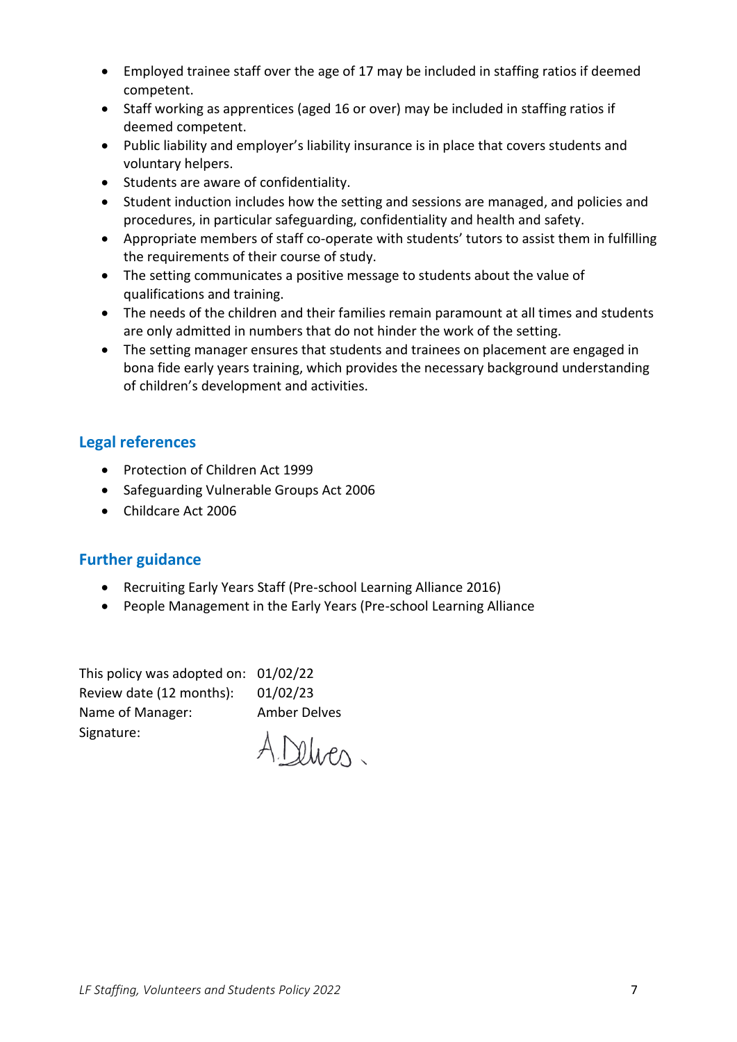- Employed trainee staff over the age of 17 may be included in staffing ratios if deemed competent.
- Staff working as apprentices (aged 16 or over) may be included in staffing ratios if deemed competent.
- Public liability and employer's liability insurance is in place that covers students and voluntary helpers.
- Students are aware of confidentiality.
- Student induction includes how the setting and sessions are managed, and policies and procedures, in particular safeguarding, confidentiality and health and safety.
- Appropriate members of staff co-operate with students' tutors to assist them in fulfilling the requirements of their course of study.
- The setting communicates a positive message to students about the value of qualifications and training.
- The needs of the children and their families remain paramount at all times and students are only admitted in numbers that do not hinder the work of the setting.
- The setting manager ensures that students and trainees on placement are engaged in bona fide early years training, which provides the necessary background understanding of children's development and activities.

## Legal references

- Protection of Children Act 1999
- Safeguarding Vulnerable Groups Act 2006
- Childcare Act 2006

## Further guidance

- Recruiting Early Years Staff (Pre-school Learning Alliance 2016)
- People Management in the Early Years (Pre-school Learning Alliance

| | |
|---|---|
| This policy was adopted on: | 01/02/22 |
| Review date (12 months): | 01/02/23 |
| Name of Manager: | Amber Delves |
| Signature: | A.Delves. |